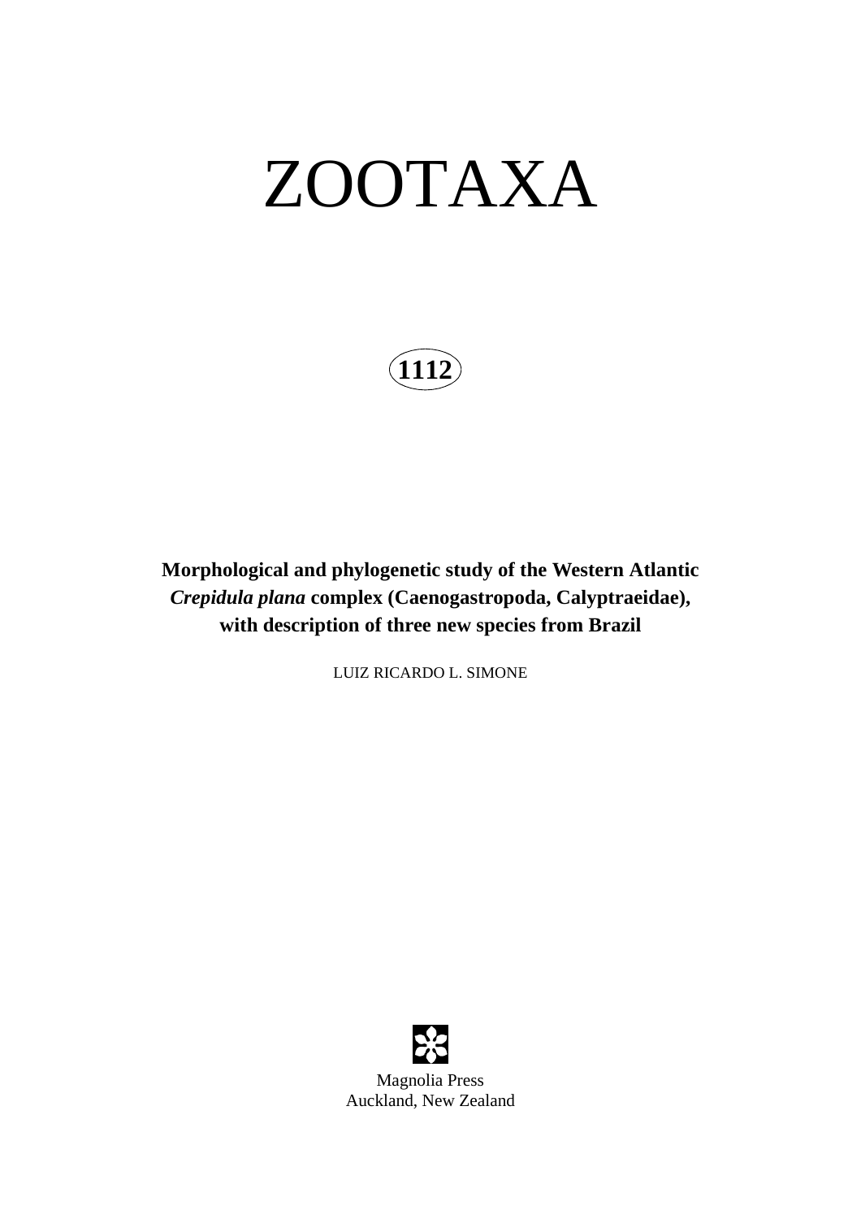# ZOOTAXA

**1112**

**Morphological and phylogenetic study of the Western Atlantic *Crepidula plana* complex (Caenogastropoda, Calyptraeidae), with description of three new species from Brazil**

LUIZ RICARDO L. SIMONE

Magnolia Press
Auckland, New Zealand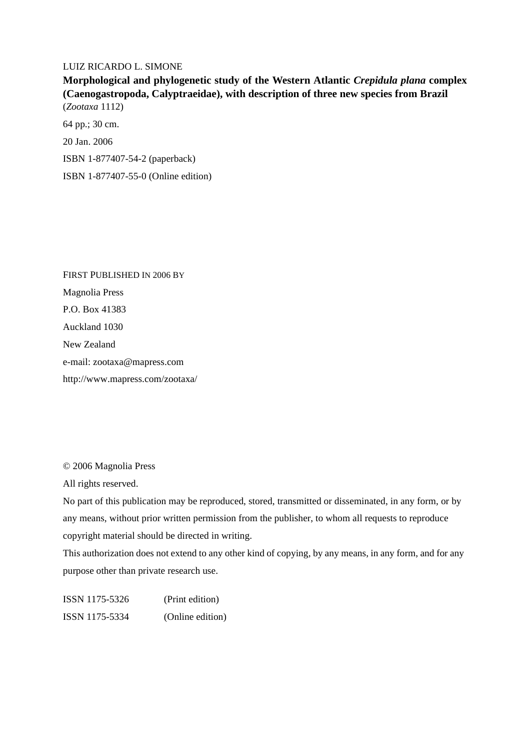LUIZ RICARDO L. SIMONE

**Morphological and phylogenetic study of the Western Atlantic *Crepidula plana* complex (Caenogastropoda, Calyptraeidae), with description of three new species from Brazil**
(*Zootaxa* 1112)

64 pp.; 30 cm.

20 Jan. 2006

ISBN 1-877407-54-2 (paperback)

ISBN 1-877407-55-0 (Online edition)

FIRST PUBLISHED IN 2006 BY

Magnolia Press

P.O. Box 41383

Auckland 1030

New Zealand

e-mail: zootaxa@mapress.com

http://www.mapress.com/zootaxa/

© 2006 Magnolia Press

All rights reserved.

No part of this publication may be reproduced, stored, transmitted or disseminated, in any form, or by any means, without prior written permission from the publisher, to whom all requests to reproduce copyright material should be directed in writing.

This authorization does not extend to any other kind of copying, by any means, in any form, and for any purpose other than private research use.

ISSN 1175-5326 (Print edition)

ISSN 1175-5334 (Online edition)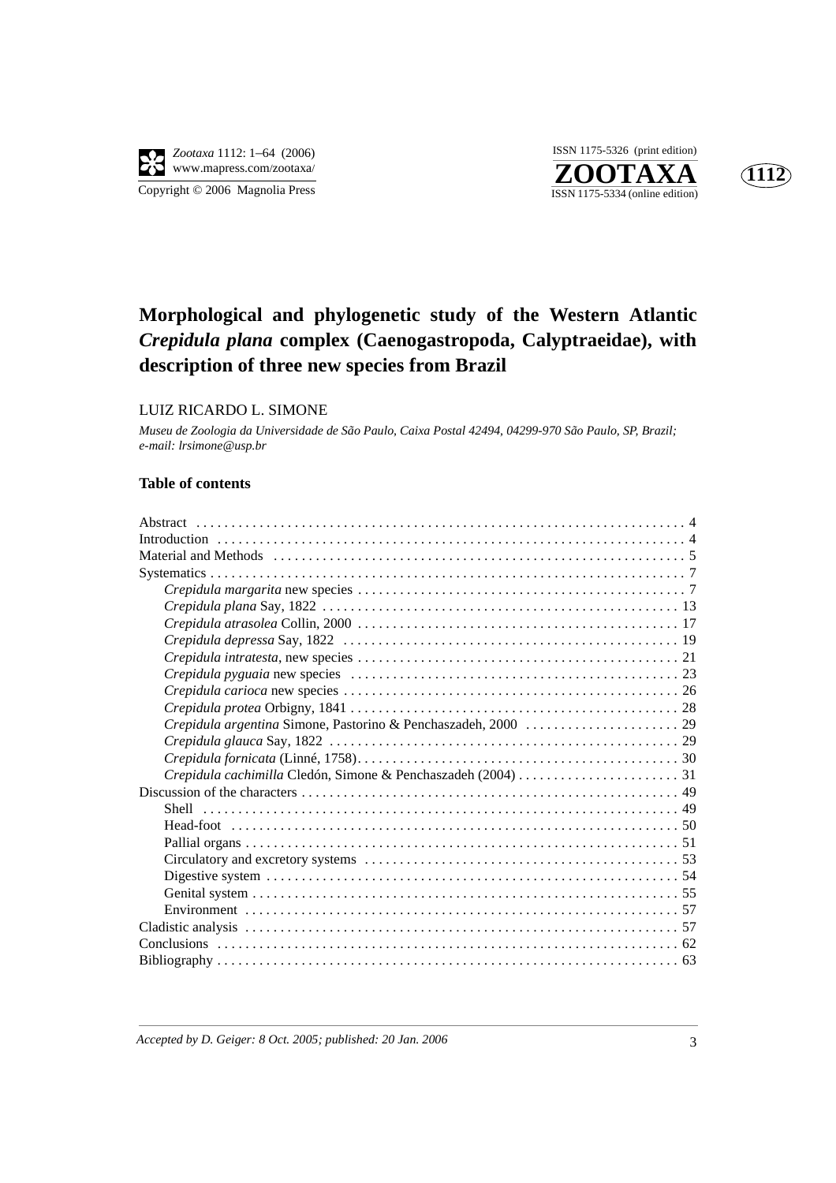# Morphological and phylogenetic study of the Western Atlantic *Crepidula plana* complex (Caenogastropoda, Calyptraeidae), with description of three new species from Brazil

LUIZ RICARDO L. SIMONE

*Museu de Zoologia da Universidade de São Paulo, Caixa Postal 42494, 04299-970 São Paulo, SP, Brazil; e-mail: lrsimone@usp.br*

## Table of contents

- Abstract . . . . . . . . . . 4
- Introduction . . . . . . . . . . 4
- Material and Methods . . . . . . . . . . 5
- Systematics . . . . . . . . . . 7
  - *Crepidula margarita* new species . . . . . . . . . . 7
  - *Crepidula plana* Say, 1822 . . . . . . . . . . 13
  - *Crepidula atrasolea* Collin, 2000 . . . . . . . . . . 17
  - *Crepidula depressa* Say, 1822 . . . . . . . . . . 19
  - *Crepidula intratesta*, new species . . . . . . . . . . 21
  - *Crepidula pyguaia* new species . . . . . . . . . . 23
  - *Crepidula carioca* new species . . . . . . . . . . 26
  - *Crepidula protea* Orbigny, 1841 . . . . . . . . . . 28
  - *Crepidula argentina* Simone, Pastorino & Penchaszadeh, 2000 . . . . . . . . . . 29
  - *Crepidula glauca* Say, 1822 . . . . . . . . . . 29
  - *Crepidula fornicata* (Linné, 1758) . . . . . . . . . . 30
  - *Crepidula cachimilla* Cledón, Simone & Penchaszadeh (2004) . . . . . . . . . . 31
- Discussion of the characters . . . . . . . . . . 49
  - Shell . . . . . . . . . . 49
  - Head-foot . . . . . . . . . . 50
  - Pallial organs . . . . . . . . . . 51
  - Circulatory and excretory systems . . . . . . . . . . 53
  - Digestive system . . . . . . . . . . 54
  - Genital system . . . . . . . . . . 55
  - Environment . . . . . . . . . . 57
- Cladistic analysis . . . . . . . . . . 57
- Conclusions . . . . . . . . . . 62
- Bibliography . . . . . . . . . . 63

*Accepted by D. Geiger: 8 Oct. 2005; published: 20 Jan. 2006*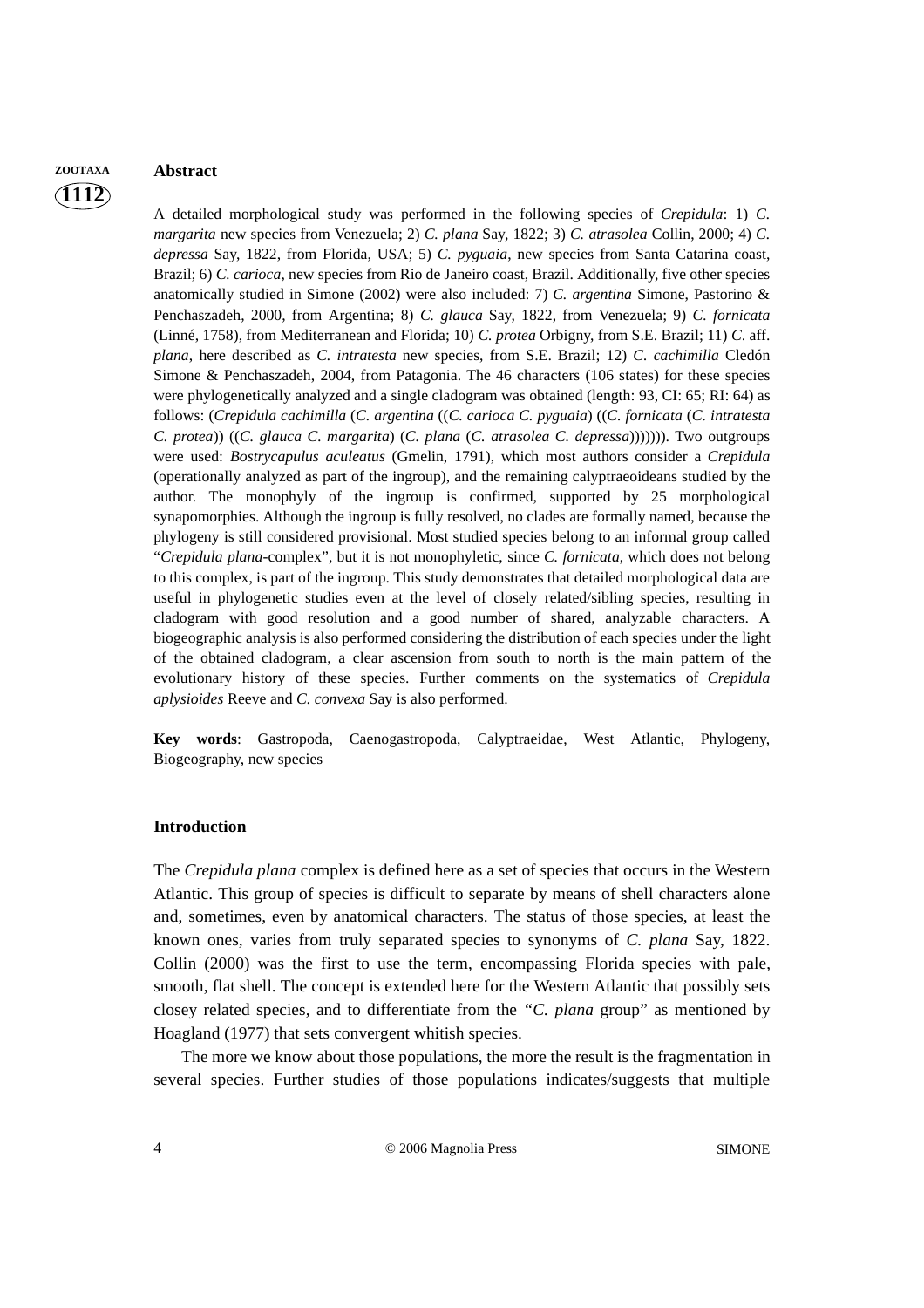## Abstract

A detailed morphological study was performed in the following species of *Crepidula*: 1) *C. margarita* new species from Venezuela; 2) *C. plana* Say, 1822; 3) *C. atrasolea* Collin, 2000; 4) *C. depressa* Say, 1822, from Florida, USA; 5) *C. pyguaia*, new species from Santa Catarina coast, Brazil; 6) *C. carioca*, new species from Rio de Janeiro coast, Brazil. Additionally, five other species anatomically studied in Simone (2002) were also included: 7) *C. argentina* Simone, Pastorino & Penchaszadeh, 2000, from Argentina; 8) *C. glauca* Say, 1822, from Venezuela; 9) *C. fornicata* (Linné, 1758), from Mediterranean and Florida; 10) *C. protea* Orbigny, from S.E. Brazil; 11) *C.* aff. *plana*, here described as *C. intratesta* new species, from S.E. Brazil; 12) *C. cachimilla* Cledón Simone & Penchaszadeh, 2004, from Patagonia. The 46 characters (106 states) for these species were phylogenetically analyzed and a single cladogram was obtained (length: 93, CI: 65; RI: 64) as follows: (*Crepidula cachimilla* (*C. argentina* ((*C. carioca C. pyguaia*) ((*C. fornicata* (*C. intratesta C. protea*)) ((*C. glauca C. margarita*) (*C. plana* (*C. atrasolea C. depressa*))))))). Two outgroups were used: *Bostrycapulus aculeatus* (Gmelin, 1791), which most authors consider a *Crepidula* (operationally analyzed as part of the ingroup), and the remaining calyptraeoideans studied by the author. The monophyly of the ingroup is confirmed, supported by 25 morphological synapomorphies. Although the ingroup is fully resolved, no clades are formally named, because the phylogeny is still considered provisional. Most studied species belong to an informal group called "*Crepidula plana*-complex", but it is not monophyletic, since *C. fornicata,* which does not belong to this complex, is part of the ingroup. This study demonstrates that detailed morphological data are useful in phylogenetic studies even at the level of closely related/sibling species, resulting in cladogram with good resolution and a good number of shared, analyzable characters. A biogeographic analysis is also performed considering the distribution of each species under the light of the obtained cladogram, a clear ascension from south to north is the main pattern of the evolutionary history of these species. Further comments on the systematics of *Crepidula aplysioides* Reeve and *C. convexa* Say is also performed.

**Key words**: Gastropoda, Caenogastropoda, Calyptraeidae, West Atlantic, Phylogeny, Biogeography, new species

## Introduction

The *Crepidula plana* complex is defined here as a set of species that occurs in the Western Atlantic. This group of species is difficult to separate by means of shell characters alone and, sometimes, even by anatomical characters. The status of those species, at least the known ones, varies from truly separated species to synonyms of *C. plana* Say, 1822. Collin (2000) was the first to use the term, encompassing Florida species with pale, smooth, flat shell. The concept is extended here for the Western Atlantic that possibly sets closey related species, and to differentiate from the "*C. plana* group" as mentioned by Hoagland (1977) that sets convergent whitish species.

The more we know about those populations, the more the result is the fragmentation in several species. Further studies of those populations indicates/suggests that multiple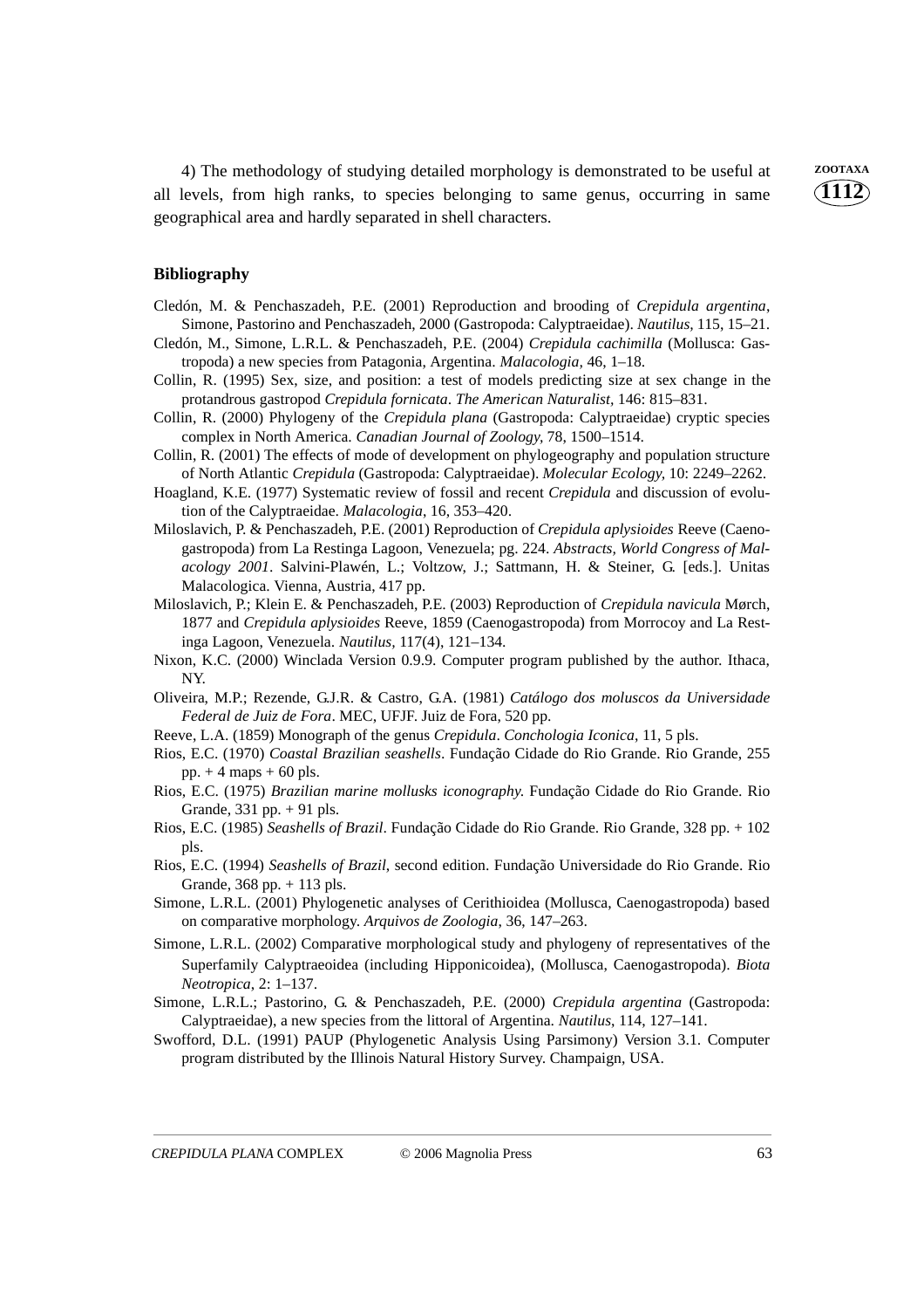4) The methodology of studying detailed morphology is demonstrated to be useful at all levels, from high ranks, to species belonging to same genus, occurring in same geographical area and hardly separated in shell characters.

## Bibliography

Cledón, M. & Penchaszadeh, P.E. (2001) Reproduction and brooding of *Crepidula argentina*, Simone, Pastorino and Penchaszadeh, 2000 (Gastropoda: Calyptraeidae). *Nautilus*, 115, 15–21.

Cledón, M., Simone, L.R.L. & Penchaszadeh, P.E. (2004) *Crepidula cachimilla* (Mollusca: Gastropoda) a new species from Patagonia, Argentina. *Malacologia*, 46, 1–18.

Collin, R. (1995) Sex, size, and position: a test of models predicting size at sex change in the protandrous gastropod *Crepidula fornicata*. *The American Naturalist*, 146: 815–831.

Collin, R. (2000) Phylogeny of the *Crepidula plana* (Gastropoda: Calyptraeidae) cryptic species complex in North America. *Canadian Journal of Zoology*, 78, 1500–1514.

Collin, R. (2001) The effects of mode of development on phylogeography and population structure of North Atlantic *Crepidula* (Gastropoda: Calyptraeidae). *Molecular Ecology*, 10: 2249–2262.

Hoagland, K.E. (1977) Systematic review of fossil and recent *Crepidula* and discussion of evolution of the Calyptraeidae. *Malacologia*, 16, 353–420.

Miloslavich, P. & Penchaszadeh, P.E. (2001) Reproduction of *Crepidula aplysioides* Reeve (Caenogastropoda) from La Restinga Lagoon, Venezuela; pg. 224. *Abstracts, World Congress of Malacology 2001*. Salvini-Plawén, L.; Voltzow, J.; Sattmann, H. & Steiner, G. [eds.]. Unitas Malacologica. Vienna, Austria, 417 pp.

Miloslavich, P.; Klein E. & Penchaszadeh, P.E. (2003) Reproduction of *Crepidula navicula* Mørch, 1877 and *Crepidula aplysioides* Reeve, 1859 (Caenogastropoda) from Morrocoy and La Restinga Lagoon, Venezuela. *Nautilus*, 117(4), 121–134.

Nixon, K.C. (2000) Winclada Version 0.9.9. Computer program published by the author. Ithaca, NY.

Oliveira, M.P.; Rezende, G.J.R. & Castro, G.A. (1981) *Catálogo dos moluscos da Universidade Federal de Juiz de Fora*. MEC, UFJF. Juiz de Fora, 520 pp.

Reeve, L.A. (1859) Monograph of the genus *Crepidula*. *Conchologia Iconica*, 11, 5 pls.

Rios, E.C. (1970) *Coastal Brazilian seashells*. Fundação Cidade do Rio Grande. Rio Grande, 255 pp. + 4 maps + 60 pls.

Rios, E.C. (1975) *Brazilian marine mollusks iconography.* Fundação Cidade do Rio Grande. Rio Grande, 331 pp. + 91 pls.

Rios, E.C. (1985) *Seashells of Brazil*. Fundação Cidade do Rio Grande. Rio Grande, 328 pp. + 102 pls.

Rios, E.C. (1994) *Seashells of Brazil*, second edition. Fundação Universidade do Rio Grande. Rio Grande, 368 pp. + 113 pls.

Simone, L.R.L. (2001) Phylogenetic analyses of Cerithioidea (Mollusca, Caenogastropoda) based on comparative morphology. *Arquivos de Zoologia*, 36, 147–263.

Simone, L.R.L. (2002) Comparative morphological study and phylogeny of representatives of the Superfamily Calyptraeoidea (including Hipponicoidea), (Mollusca, Caenogastropoda). *Biota Neotropica*, 2: 1–137.

Simone, L.R.L.; Pastorino, G. & Penchaszadeh, P.E. (2000) *Crepidula argentina* (Gastropoda: Calyptraeidae), a new species from the littoral of Argentina. *Nautilus*, 114, 127–141.

Swofford, D.L. (1991) PAUP (Phylogenetic Analysis Using Parsimony) Version 3.1. Computer program distributed by the Illinois Natural History Survey. Champaign, USA.